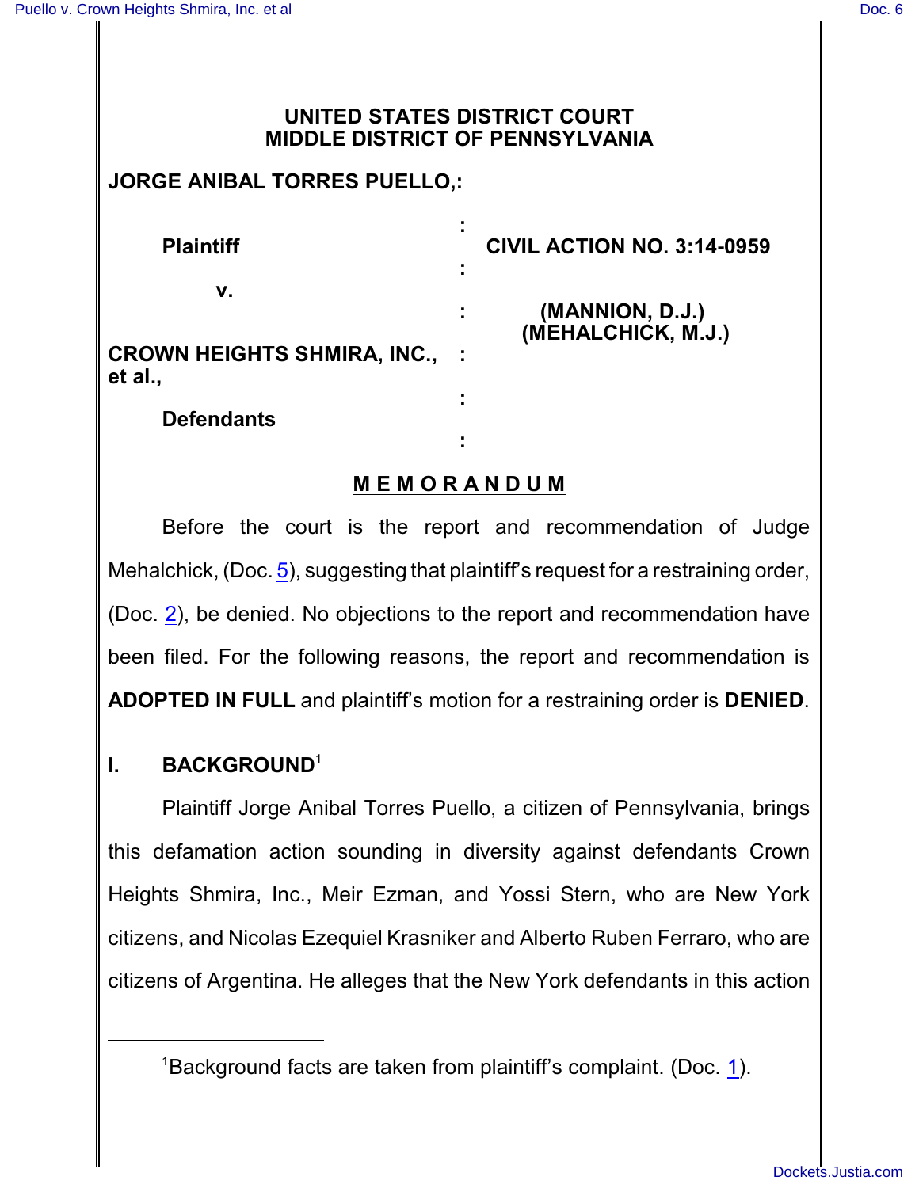**UNITED STATES DISTRICT COURT**
**MIDDLE DISTRICT OF PENNSYLVANIA**

| | | |
|---|---|---|
| **JORGE ANIBAL TORRES PUELLO,** | : | |
| | : | |
| **Plaintiff** | : | **CIVIL ACTION NO. 3:14-0959** |
| **v.** | : | |
| | : | **(MANNION, D.J.)** **(MEHALCHICK, M.J.)** |
| **CROWN HEIGHTS SHMIRA, INC., et al.,** | : | |
| | : | |
| **Defendants** | : | |

## M E M O R A N D U M

Before the court is the report and recommendation of Judge Mehalchick, (Doc. 5), suggesting that plaintiff's request for a restraining order, (Doc. 2), be denied. No objections to the report and recommendation have been filed. For the following reasons, the report and recommendation is **ADOPTED IN FULL** and plaintiff's motion for a restraining order is **DENIED**.

## I. BACKGROUND[1]

Plaintiff Jorge Anibal Torres Puello, a citizen of Pennsylvania, brings this defamation action sounding in diversity against defendants Crown Heights Shmira, Inc., Meir Ezman, and Yossi Stern, who are New York citizens, and Nicolas Ezequiel Krasniker and Alberto Ruben Ferraro, who are citizens of Argentina. He alleges that the New York defendants in this action

---

[1]Background facts are taken from plaintiff's complaint. (Doc. 1).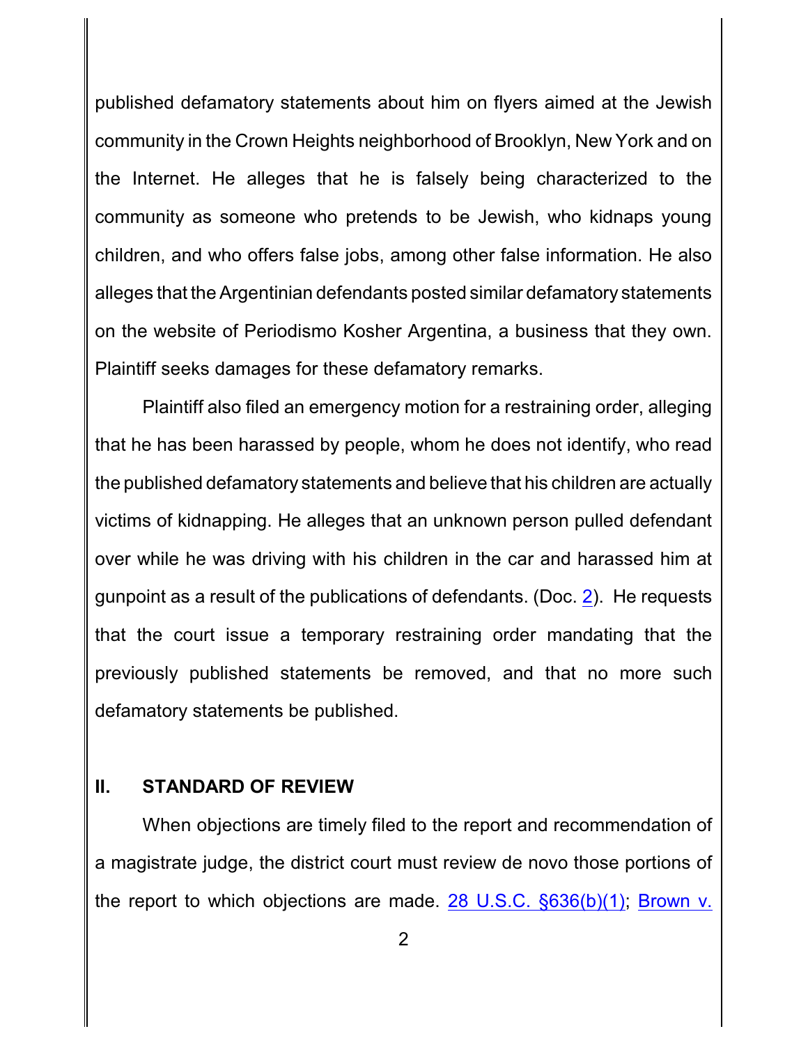published defamatory statements about him on flyers aimed at the Jewish community in the Crown Heights neighborhood of Brooklyn, New York and on the Internet. He alleges that he is falsely being characterized to the community as someone who pretends to be Jewish, who kidnaps young children, and who offers false jobs, among other false information. He also alleges that the Argentinian defendants posted similar defamatory statements on the website of Periodismo Kosher Argentina, a business that they own. Plaintiff seeks damages for these defamatory remarks.

Plaintiff also filed an emergency motion for a restraining order, alleging that he has been harassed by people, whom he does not identify, who read the published defamatory statements and believe that his children are actually victims of kidnapping. He alleges that an unknown person pulled defendant over while he was driving with his children in the car and harassed him at gunpoint as a result of the publications of defendants. (Doc. 2). He requests that the court issue a temporary restraining order mandating that the previously published statements be removed, and that no more such defamatory statements be published.

## II. STANDARD OF REVIEW

When objections are timely filed to the report and recommendation of a magistrate judge, the district court must review de novo those portions of the report to which objections are made. 28 U.S.C. §636(b)(1); Brown v.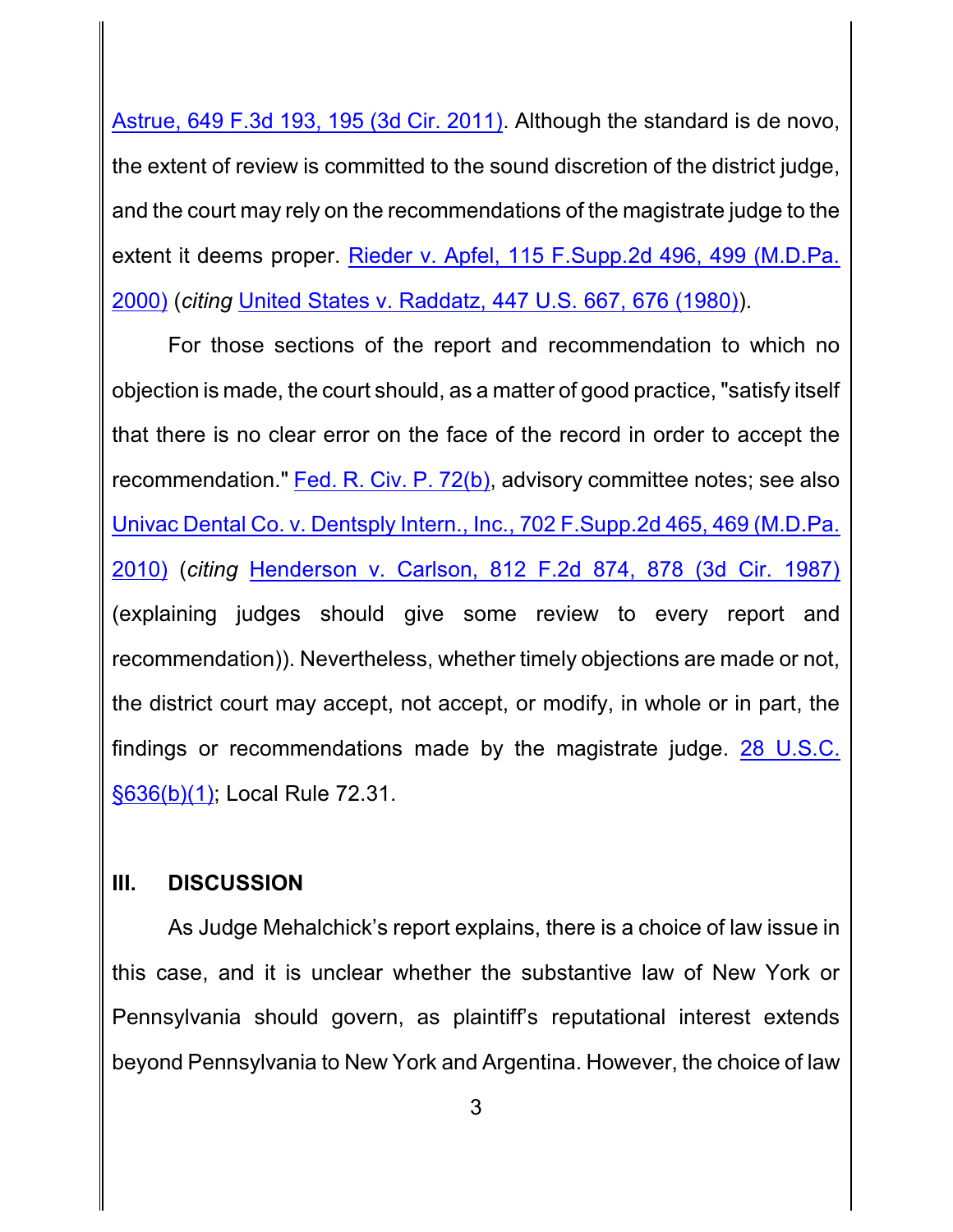Astrue, 649 F.3d 193, 195 (3d Cir. 2011). Although the standard is de novo, the extent of review is committed to the sound discretion of the district judge, and the court may rely on the recommendations of the magistrate judge to the extent it deems proper. Rieder v. Apfel, 115 F.Supp.2d 496, 499 (M.D.Pa. 2000) (*citing* United States v. Raddatz, 447 U.S. 667, 676 (1980)).

For those sections of the report and recommendation to which no objection is made, the court should, as a matter of good practice, "satisfy itself that there is no clear error on the face of the record in order to accept the recommendation." Fed. R. Civ. P. 72(b), advisory committee notes; see also Univac Dental Co. v. Dentsply Intern., Inc., 702 F.Supp.2d 465, 469 (M.D.Pa. 2010) (*citing* Henderson v. Carlson, 812 F.2d 874, 878 (3d Cir. 1987) (explaining judges should give some review to every report and recommendation)). Nevertheless, whether timely objections are made or not, the district court may accept, not accept, or modify, in whole or in part, the findings or recommendations made by the magistrate judge. 28 U.S.C. §636(b)(1); Local Rule 72.31.

## III. DISCUSSION

As Judge Mehalchick's report explains, there is a choice of law issue in this case, and it is unclear whether the substantive law of New York or Pennsylvania should govern, as plaintiff's reputational interest extends beyond Pennsylvania to New York and Argentina. However, the choice of law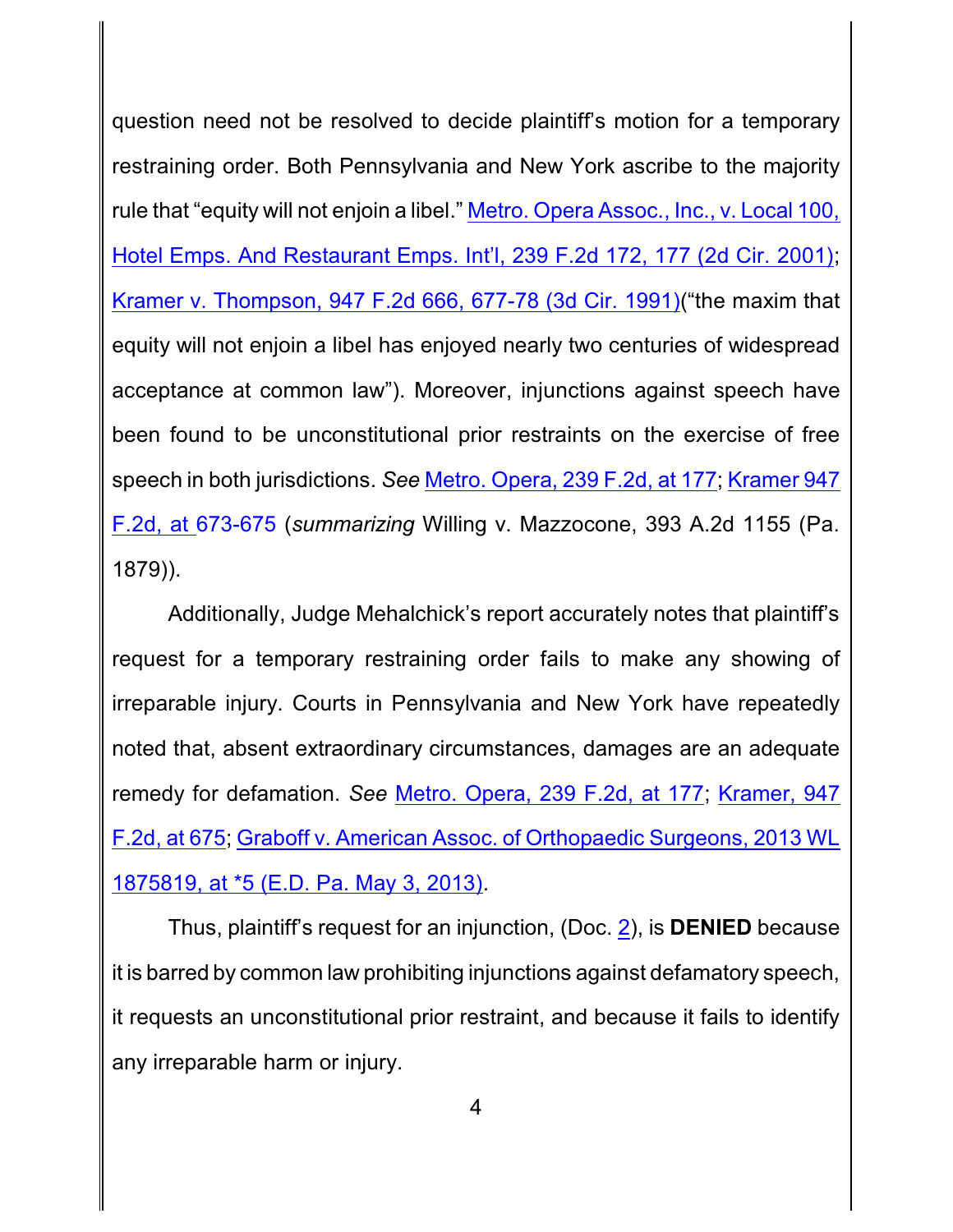question need not be resolved to decide plaintiff's motion for a temporary restraining order. Both Pennsylvania and New York ascribe to the majority rule that "equity will not enjoin a libel." Metro. Opera Assoc., Inc., v. Local 100, Hotel Emps. And Restaurant Emps. Int'l, 239 F.2d 172, 177 (2d Cir. 2001); Kramer v. Thompson, 947 F.2d 666, 677-78 (3d Cir. 1991)("the maxim that equity will not enjoin a libel has enjoyed nearly two centuries of widespread acceptance at common law"). Moreover, injunctions against speech have been found to be unconstitutional prior restraints on the exercise of free speech in both jurisdictions. *See* Metro. Opera, 239 F.2d, at 177; Kramer 947 F.2d, at 673-675 (*summarizing* Willing v. Mazzocone, 393 A.2d 1155 (Pa. 1879)).

Additionally, Judge Mehalchick's report accurately notes that plaintiff's request for a temporary restraining order fails to make any showing of irreparable injury. Courts in Pennsylvania and New York have repeatedly noted that, absent extraordinary circumstances, damages are an adequate remedy for defamation. *See* Metro. Opera, 239 F.2d, at 177; Kramer, 947 F.2d, at 675; Graboff v. American Assoc. of Orthopaedic Surgeons, 2013 WL 1875819, at *5 (E.D. Pa. May 3, 2013).

Thus, plaintiff's request for an injunction, (Doc. 2), is **DENIED** because it is barred by common law prohibiting injunctions against defamatory speech, it requests an unconstitutional prior restraint, and because it fails to identify any irreparable harm or injury.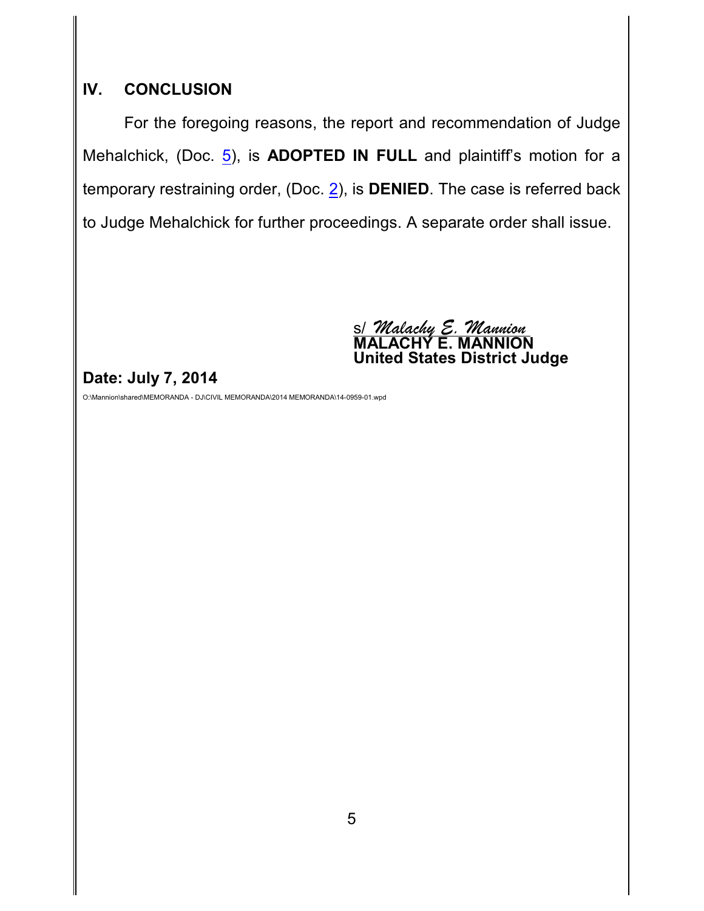## IV. CONCLUSION

For the foregoing reasons, the report and recommendation of Judge Mehalchick, (Doc. 5), is **ADOPTED IN FULL** and plaintiff's motion for a temporary restraining order, (Doc. 2), is **DENIED**. The case is referred back to Judge Mehalchick for further proceedings. A separate order shall issue.

s/ *Malachy E. Mannion*
**MALACHY E. MANNION**
**United States District Judge**

**Date: July 7, 2014**

O:\Mannion\shared\MEMORANDA - DJ\CIVIL MEMORANDA\2014 MEMORANDA\14-0959-01.wpd